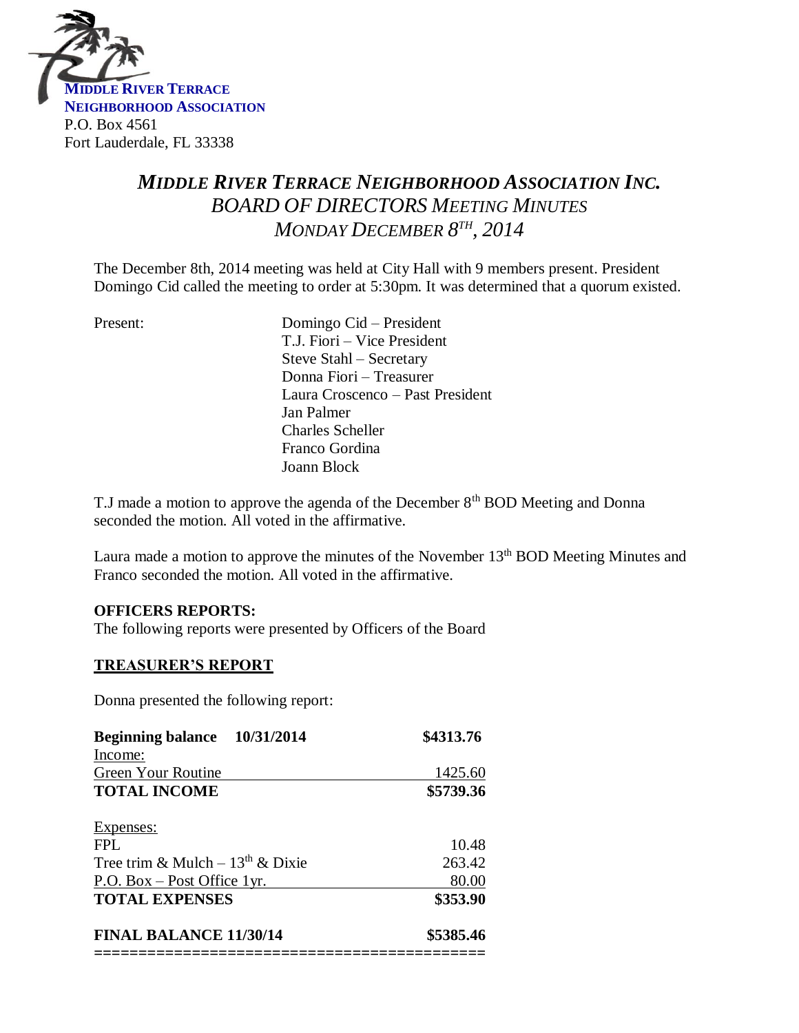**MIDDLE RIVER TERRACE**
**NEIGHBORHOOD ASSOCIATION**
P.O. Box 4561
Fort Lauderdale, FL 33338

# *MIDDLE RIVER TERRACE NEIGHBORHOOD ASSOCIATION INC.*

## *BOARD OF DIRECTORS MEETING MINUTES*

## *MONDAY DECEMBER 8TH, 2014*

The December 8th, 2014 meeting was held at City Hall with 9 members present. President Domingo Cid called the meeting to order at 5:30pm. It was determined that a quorum existed.

Present:
- Domingo Cid – President
- T.J. Fiori – Vice President
- Steve Stahl – Secretary
- Donna Fiori – Treasurer
- Laura Croscenco – Past President
- Jan Palmer
- Charles Scheller
- Franco Gordina
- Joann Block

T.J made a motion to approve the agenda of the December 8th BOD Meeting and Donna seconded the motion. All voted in the affirmative.

Laura made a motion to approve the minutes of the November 13th BOD Meeting Minutes and Franco seconded the motion. All voted in the affirmative.

**OFFICERS REPORTS:**
The following reports were presented by Officers of the Board

**TREASURER'S REPORT**

Donna presented the following report:

| | |
|---|---|
| **Beginning balance 10/31/2014** | **$4313.76** |
| Income: | |
| Green Your Routine | 1425.60 |
| **TOTAL INCOME** | **$5739.36** |
| | |
| Expenses: | |
| FPL | 10.48 |
| Tree trim & Mulch – 13th & Dixie | 263.42 |
| P.O. Box – Post Office 1yr. | 80.00 |
| **TOTAL EXPENSES** | **$353.90** |
| | |
| **FINAL BALANCE 11/30/14** | **$5385.46** |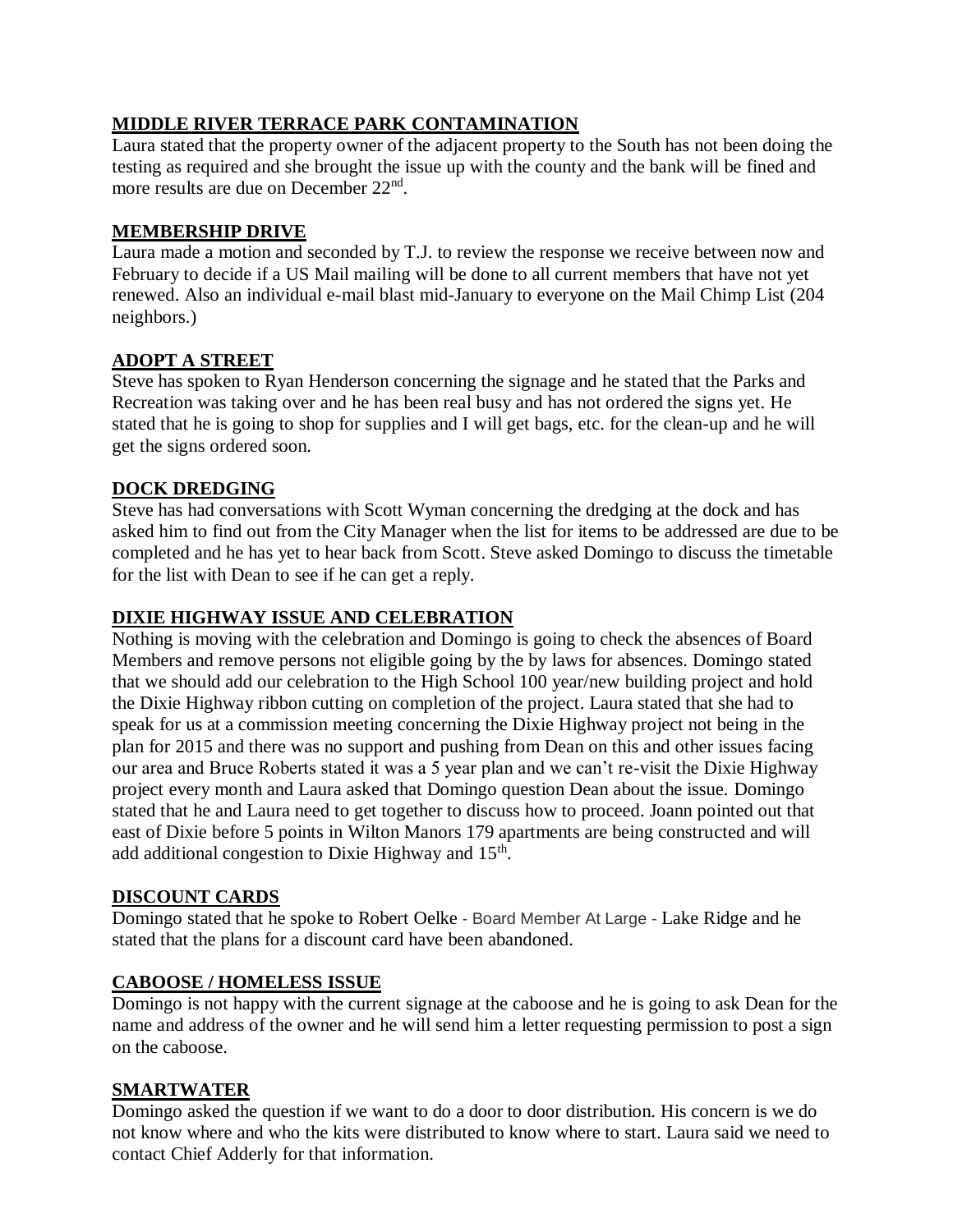**MIDDLE RIVER TERRACE PARK CONTAMINATION**

Laura stated that the property owner of the adjacent property to the South has not been doing the testing as required and she brought the issue up with the county and the bank will be fined and more results are due on December 22nd.

**MEMBERSHIP DRIVE**

Laura made a motion and seconded by T.J. to review the response we receive between now and February to decide if a US Mail mailing will be done to all current members that have not yet renewed. Also an individual e-mail blast mid-January to everyone on the Mail Chimp List (204 neighbors.)

**ADOPT A STREET**

Steve has spoken to Ryan Henderson concerning the signage and he stated that the Parks and Recreation was taking over and he has been real busy and has not ordered the signs yet. He stated that he is going to shop for supplies and I will get bags, etc. for the clean-up and he will get the signs ordered soon.

**DOCK DREDGING**

Steve has had conversations with Scott Wyman concerning the dredging at the dock and has asked him to find out from the City Manager when the list for items to be addressed are due to be completed and he has yet to hear back from Scott. Steve asked Domingo to discuss the timetable for the list with Dean to see if he can get a reply.

**DIXIE HIGHWAY ISSUE AND CELEBRATION**

Nothing is moving with the celebration and Domingo is going to check the absences of Board Members and remove persons not eligible going by the by laws for absences. Domingo stated that we should add our celebration to the High School 100 year/new building project and hold the Dixie Highway ribbon cutting on completion of the project. Laura stated that she had to speak for us at a commission meeting concerning the Dixie Highway project not being in the plan for 2015 and there was no support and pushing from Dean on this and other issues facing our area and Bruce Roberts stated it was a 5 year plan and we can't re-visit the Dixie Highway project every month and Laura asked that Domingo question Dean about the issue. Domingo stated that he and Laura need to get together to discuss how to proceed. Joann pointed out that east of Dixie before 5 points in Wilton Manors 179 apartments are being constructed and will add additional congestion to Dixie Highway and 15th.

**DISCOUNT CARDS**

Domingo stated that he spoke to Robert Oelke - Board Member At Large - Lake Ridge and he stated that the plans for a discount card have been abandoned.

**CABOOSE / HOMELESS ISSUE**

Domingo is not happy with the current signage at the caboose and he is going to ask Dean for the name and address of the owner and he will send him a letter requesting permission to post a sign on the caboose.

**SMARTWATER**

Domingo asked the question if we want to do a door to door distribution. His concern is we do not know where and who the kits were distributed to know where to start. Laura said we need to contact Chief Adderly for that information.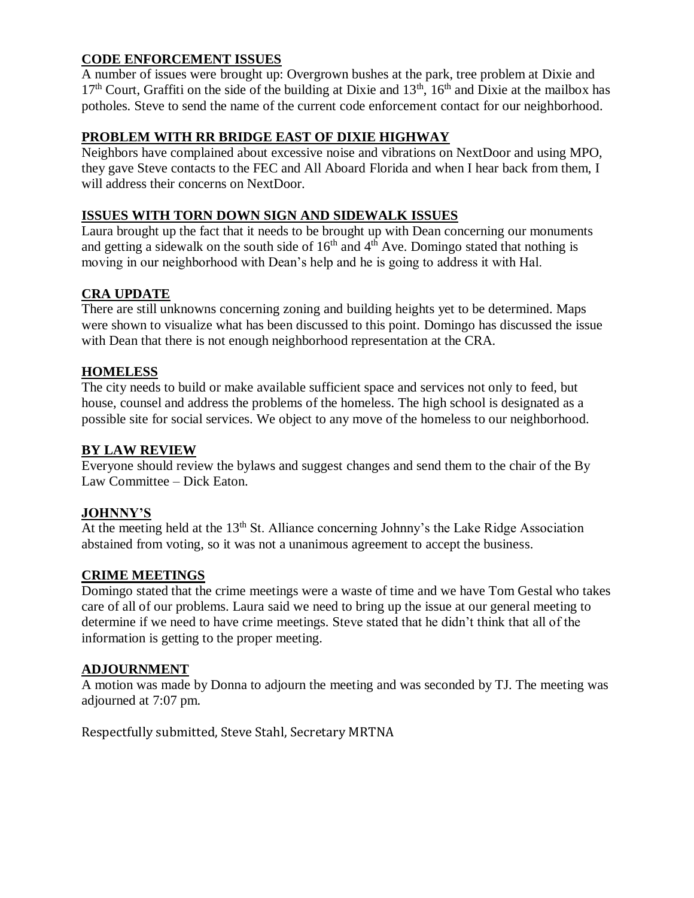## CODE ENFORCEMENT ISSUES

A number of issues were brought up: Overgrown bushes at the park, tree problem at Dixie and 17th Court, Graffiti on the side of the building at Dixie and 13th, 16th and Dixie at the mailbox has potholes. Steve to send the name of the current code enforcement contact for our neighborhood.

## PROBLEM WITH RR BRIDGE EAST OF DIXIE HIGHWAY

Neighbors have complained about excessive noise and vibrations on NextDoor and using MPO, they gave Steve contacts to the FEC and All Aboard Florida and when I hear back from them, I will address their concerns on NextDoor.

## ISSUES WITH TORN DOWN SIGN AND SIDEWALK ISSUES

Laura brought up the fact that it needs to be brought up with Dean concerning our monuments and getting a sidewalk on the south side of 16th and 4th Ave. Domingo stated that nothing is moving in our neighborhood with Dean's help and he is going to address it with Hal.

## CRA UPDATE

There are still unknowns concerning zoning and building heights yet to be determined. Maps were shown to visualize what has been discussed to this point. Domingo has discussed the issue with Dean that there is not enough neighborhood representation at the CRA.

## HOMELESS

The city needs to build or make available sufficient space and services not only to feed, but house, counsel and address the problems of the homeless. The high school is designated as a possible site for social services. We object to any move of the homeless to our neighborhood.

## BY LAW REVIEW

Everyone should review the bylaws and suggest changes and send them to the chair of the By Law Committee – Dick Eaton.

## JOHNNY'S

At the meeting held at the 13th St. Alliance concerning Johnny's the Lake Ridge Association abstained from voting, so it was not a unanimous agreement to accept the business.

## CRIME MEETINGS

Domingo stated that the crime meetings were a waste of time and we have Tom Gestal who takes care of all of our problems. Laura said we need to bring up the issue at our general meeting to determine if we need to have crime meetings. Steve stated that he didn't think that all of the information is getting to the proper meeting.

## ADJOURNMENT

A motion was made by Donna to adjourn the meeting and was seconded by TJ. The meeting was adjourned at 7:07 pm.

Respectfully submitted, Steve Stahl, Secretary MRTNA